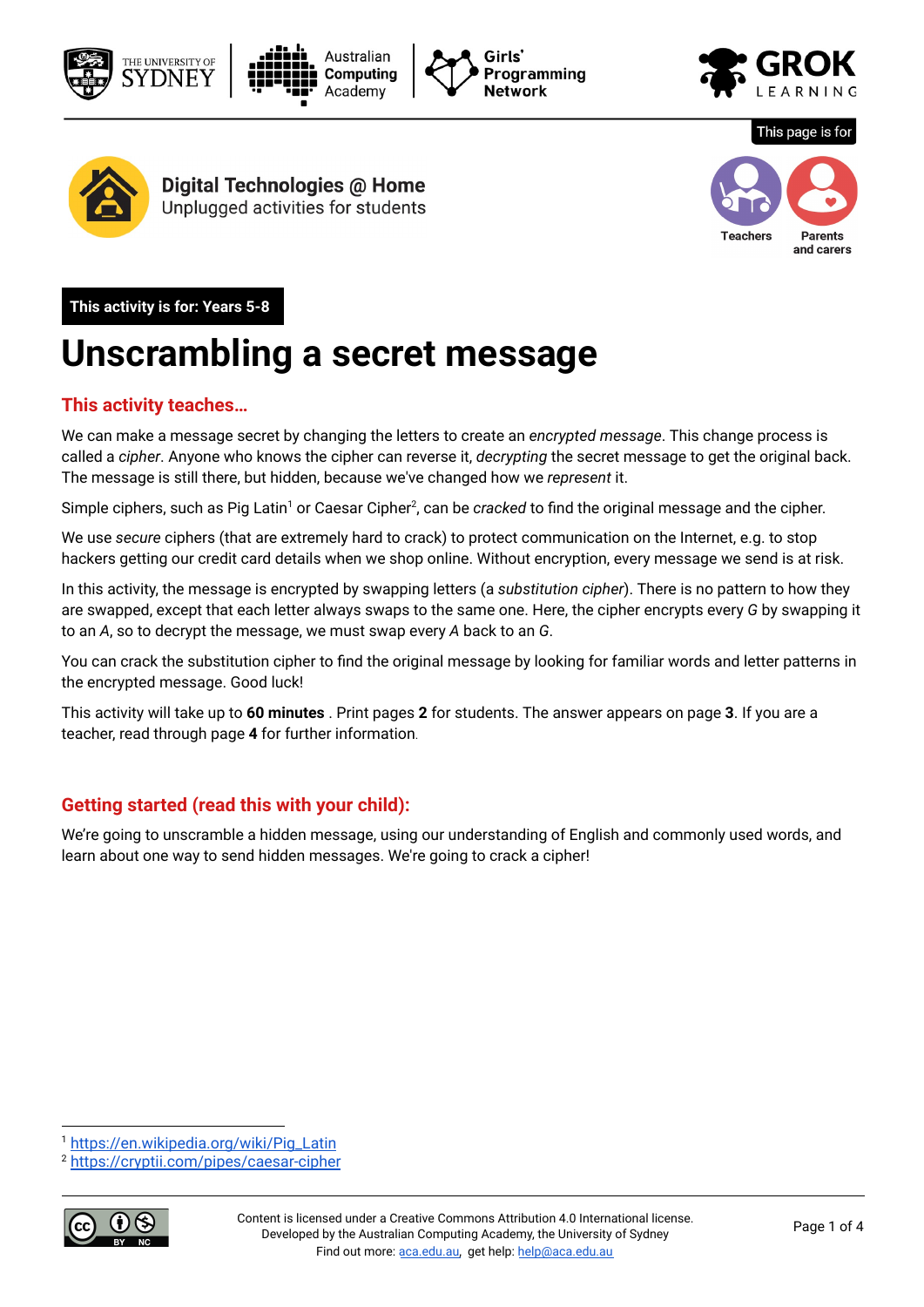This page is for

Teachers

Parents and carers

**Digital Technologies @ Home**

Unplugged activities for students

**This activity is for: Years 5-8**

# Unscrambling a secret message

## This activity teaches…

We can make a message secret by changing the letters to create an *encrypted message*. This change process is called a *cipher*. Anyone who knows the cipher can reverse it, *decrypting* the secret message to get the original back. The message is still there, but hidden, because we've changed how we *represent* it.

Simple ciphers, such as Pig Latin[1] or Caesar Cipher[2], can be *cracked* to find the original message and the cipher.

We use *secure* ciphers (that are extremely hard to crack) to protect communication on the Internet, e.g. to stop hackers getting our credit card details when we shop online. Without encryption, every message we send is at risk.

In this activity, the message is encrypted by swapping letters (a *substitution cipher*). There is no pattern to how they are swapped, except that each letter always swaps to the same one. Here, the cipher encrypts every *G* by swapping it to an *A*, so to decrypt the message, we must swap every *A* back to an *G*.

You can crack the substitution cipher to find the original message by looking for familiar words and letter patterns in the encrypted message. Good luck!

This activity will take up to **60 minutes** . Print pages **2** for students. The answer appears on page **3**. If you are a teacher, read through page **4** for further information.

## Getting started (read this with your child):

We're going to unscramble a hidden message, using our understanding of English and commonly used words, and learn about one way to send hidden messages. We're going to crack a cipher!

[1] https://en.wikipedia.org/wiki/Pig_Latin
[2] https://cryptii.com/pipes/caesar-cipher

Content is licensed under a Creative Commons Attribution 4.0 International license.
Developed by the Australian Computing Academy, the University of Sydney
Find out more: aca.edu.au, get help: help@aca.edu.au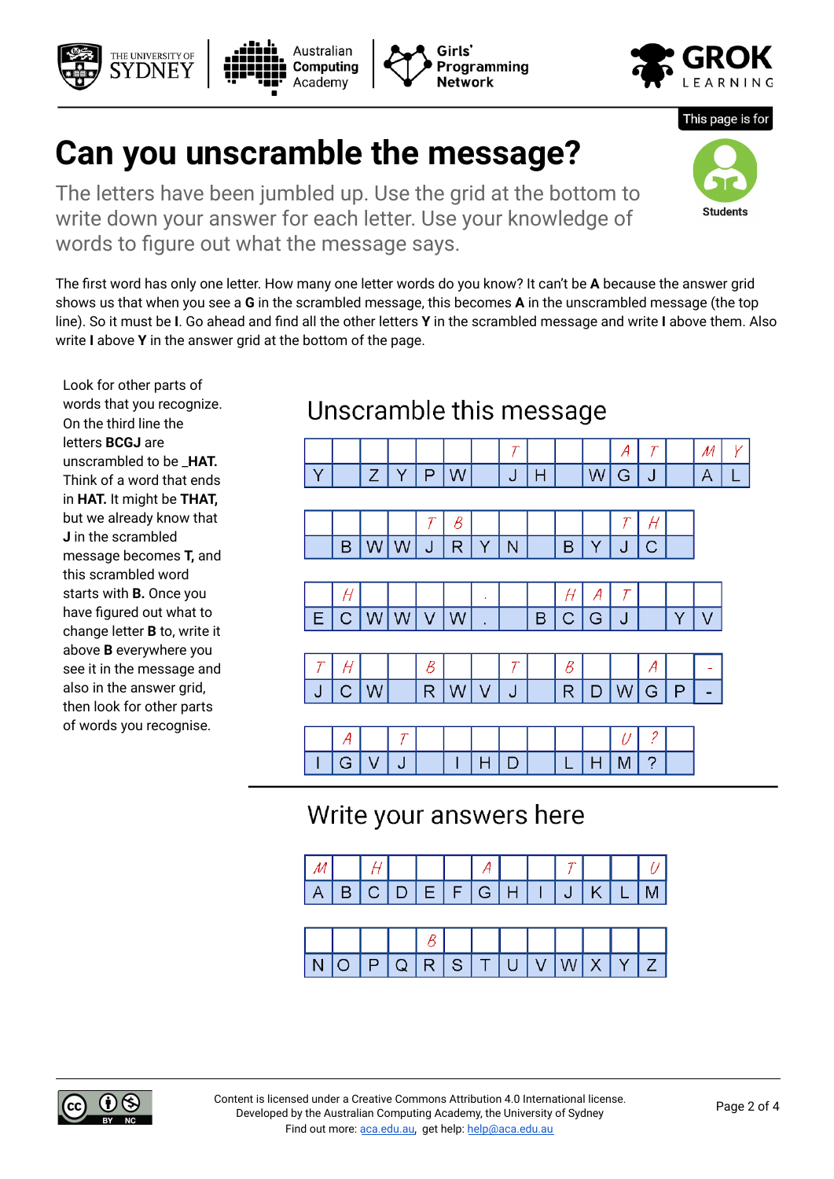This page is for **Students**

# Can you unscramble the message?

The letters have been jumbled up. Use the grid at the bottom to write down your answer for each letter. Use your knowledge of words to figure out what the message says.

The first word has only one letter. How many one letter words do you know? It can't be **A** because the answer grid shows us that when you see a **G** in the scrambled message, this becomes **A** in the unscrambled message (the top line). So it must be **I**. Go ahead and find all the other letters **Y** in the scrambled message and write **I** above them. Also write **I** above **Y** in the answer grid at the bottom of the page.

Look for other parts of words that you recognize. On the third line the letters **BCGJ** are unscrambled to be **_HAT.** Think of a word that ends in **HAT.** It might be **THAT,** but we already know that **J** in the scrambled message becomes **T,** and this scrambled word starts with **B.** Once you have figured out what to change letter **B** to, write it above **B** everywhere you see it in the message and also in the answer grid, then look for other parts of words you recognise.

## Unscramble this message

| | | | | | | | T | | | | A | T | | M | Y |
|---|---|---|---|---|---|---|---|---|---|---|---|---|---|---|---|
| Y | | Z | Y | P | W | | J | H | | W | G | J | | A | L |

| | | | | T | B | | | | | | T | H | |
|---|---|---|---|---|---|---|---|---|---|---|---|---|---|
| | B | W | W | J | R | Y | N | | B | Y | J | C | |

| | H | | | | | . | | | H | A | T | | | |
|---|---|---|---|---|---|---|---|---|---|---|---|---|---|---|
| E | C | W | W | V | W | . | | B | C | G | J | | Y | V |

| T | H | | | B | | | T | | B | | | A | | - |
|---|---|---|---|---|---|---|---|---|---|---|---|---|---|---|
| J | C | W | | R | W | V | J | | R | D | W | G | P | - |

| | A | | T | | | | | | | | U | ? | |
|---|---|---|---|---|---|---|---|---|---|---|---|---|---|
| I | G | V | J | | I | H | D | | L | H | M | ? | |

## Write your answers here

| M | | H | | | | A | | | T | | | U |
|---|---|---|---|---|---|---|---|---|---|---|---|---|
| A | B | C | D | E | F | G | H | I | J | K | L | M |

| | | | | B | | | | | | | | |
|---|---|---|---|---|---|---|---|---|---|---|---|---|
| N | O | P | Q | R | S | T | U | V | W | X | Y | Z |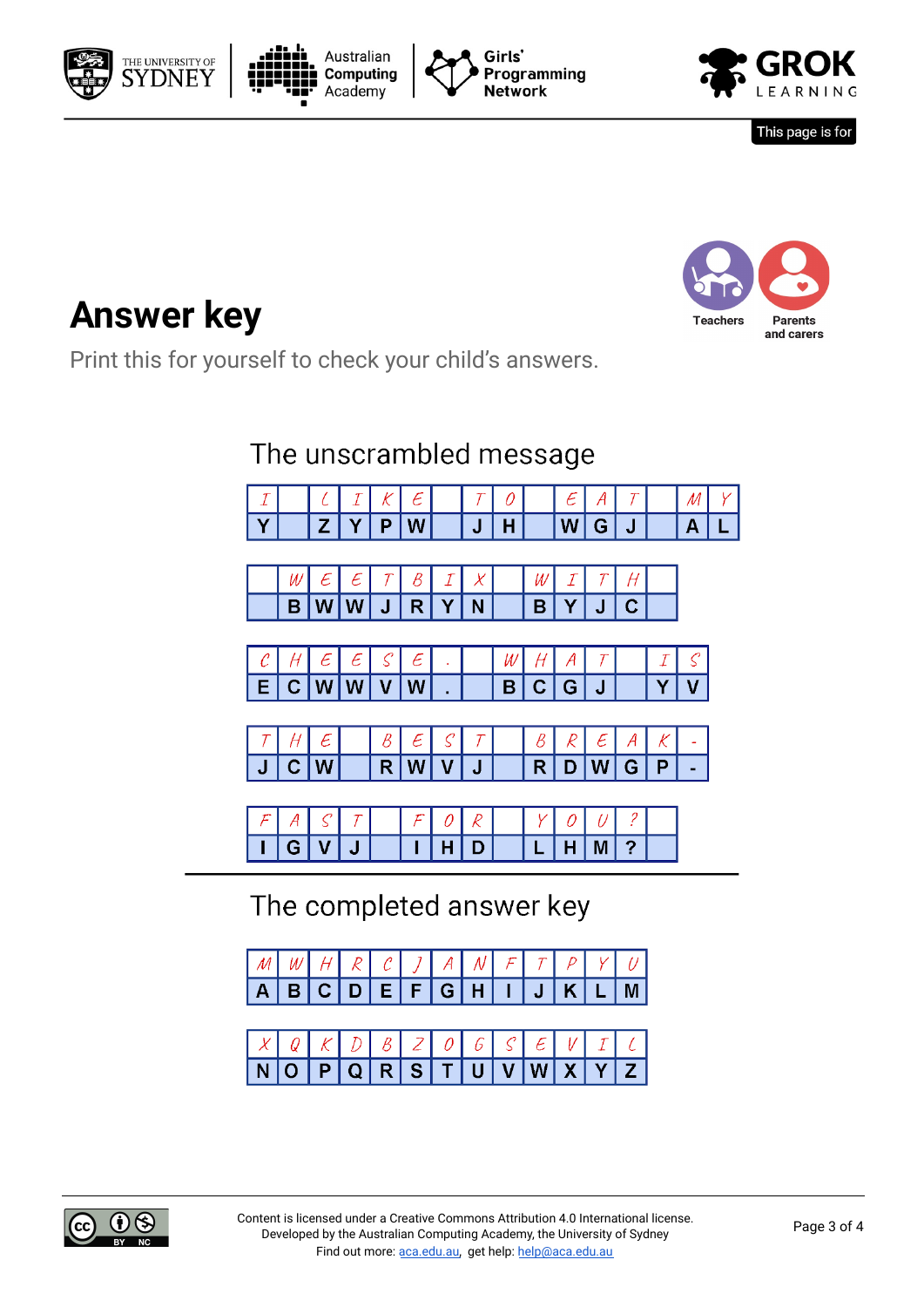This page is for

# Answer key

Teachers | Parents and carers

Print this for yourself to check your child's answers.

## The unscrambled message

| I | | C | I | K | E | | T | O | | E | A | T | | M | Y |
|---|---|---|---|---|---|---|---|---|---|---|---|---|---|---|---|
| Y | | Z | Y | P | W | | J | H | | W | G | J | | A | L |

| | W | E | E | T | B | I | X | | W | I | T | H | |
|---|---|---|---|---|---|---|---|---|---|---|---|---|---|
| | B | W | W | J | R | Y | N | | B | Y | J | C | |

| C | H | E | E | S | E | . | | W | H | A | T | | I | S |
|---|---|---|---|---|---|---|---|---|---|---|---|---|---|---|
| E | C | W | W | V | W | . | | B | C | G | J | | Y | V |

| T | H | E | | B | E | S | T | | B | R | E | A | K | - |
|---|---|---|---|---|---|---|---|---|---|---|---|---|---|---|
| J | C | W | | R | W | V | J | | R | D | W | G | P | - |

| F | A | S | T | | F | O | R | | Y | O | U | ? | |
|---|---|---|---|---|---|---|---|---|---|---|---|---|---|
| I | G | V | J | | I | H | D | | L | H | M | ? | |

## The completed answer key

| M | W | H | R | C | J | A | N | F | T | P | Y | U |
|---|---|---|---|---|---|---|---|---|---|---|---|---|
| A | B | C | D | E | F | G | H | I | J | K | L | M |

| X | Q | K | D | B | Z | O | G | S | E | V | I | L |
|---|---|---|---|---|---|---|---|---|---|---|---|---|
| N | O | P | Q | R | S | T | U | V | W | X | Y | Z |

Content is licensed under a Creative Commons Attribution 4.0 International license.
Developed by the Australian Computing Academy, the University of Sydney
Find out more: aca.edu.au, get help: help@aca.edu.au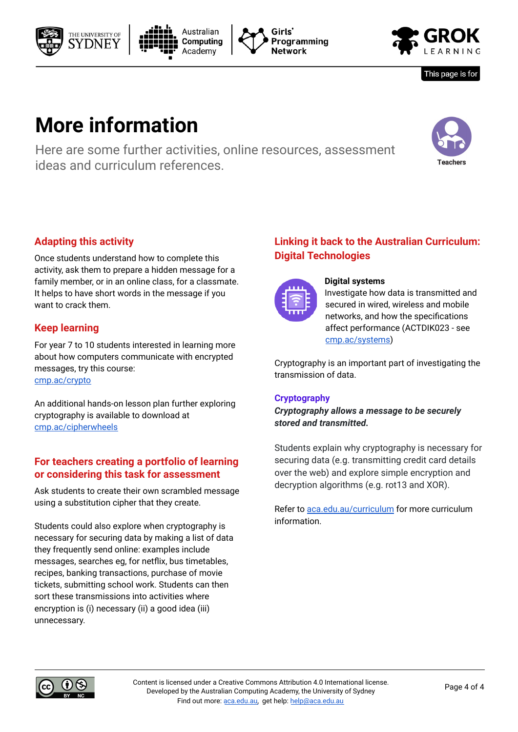This page is for

# More information

Here are some further activities, online resources, assessment ideas and curriculum references.

Teachers

## Adapting this activity

Once students understand how to complete this activity, ask them to prepare a hidden message for a family member, or in an online class, for a classmate. It helps to have short words in the message if you want to crack them.

## Keep learning

For year 7 to 10 students interested in learning more about how computers communicate with encrypted messages, try this course: cmp.ac/crypto

An additional hands-on lesson plan further exploring cryptography is available to download at cmp.ac/cipherwheels

## For teachers creating a portfolio of learning or considering this task for assessment

Ask students to create their own scrambled message using a substitution cipher that they create.

Students could also explore when cryptography is necessary for securing data by making a list of data they frequently send online: examples include messages, searches eg, for netflix, bus timetables, recipes, banking transactions, purchase of movie tickets, submitting school work. Students can then sort these transmissions into activities where encryption is (i) necessary (ii) a good idea (iii) unnecessary.

## Linking it back to the Australian Curriculum: Digital Technologies

**Digital systems**
Investigate how data is transmitted and secured in wired, wireless and mobile networks, and how the specifications affect performance (ACTDIK023 - see cmp.ac/systems)

Cryptography is an important part of investigating the transmission of data.

### Cryptography

***Cryptography allows a message to be securely stored and transmitted.***

Students explain why cryptography is necessary for securing data (e.g. transmitting credit card details over the web) and explore simple encryption and decryption algorithms (e.g. rot13 and XOR).

Refer to aca.edu.au/curriculum for more curriculum information.

Content is licensed under a Creative Commons Attribution 4.0 International license.
Developed by the Australian Computing Academy, the University of Sydney
Find out more: aca.edu.au, get help: help@aca.edu.au